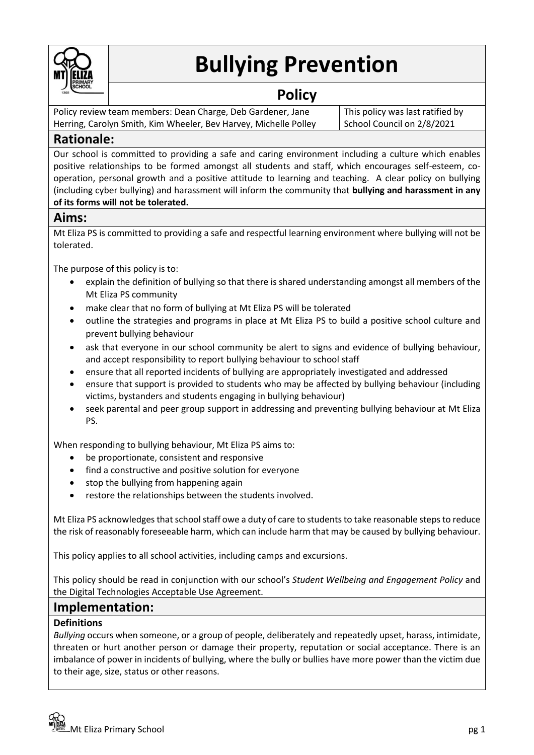# Bullying Prevention

## Policy

| Policy review team members: Dean Charge, Deb Gardener, Jane Herring, Carolyn Smith, Kim Wheeler, Bev Harvey, Michelle Polley | This policy was last ratified by School Council on 2/8/2021 |
| --- | --- |

## Rationale:

Our school is committed to providing a safe and caring environment including a culture which enables positive relationships to be formed amongst all students and staff, which encourages self-esteem, co-operation, personal growth and a positive attitude to learning and teaching. A clear policy on bullying (including cyber bullying) and harassment will inform the community that **bullying and harassment in any of its forms will not be tolerated.**

## Aims:

Mt Eliza PS is committed to providing a safe and respectful learning environment where bullying will not be tolerated.

The purpose of this policy is to:

- explain the definition of bullying so that there is shared understanding amongst all members of the Mt Eliza PS community
- make clear that no form of bullying at Mt Eliza PS will be tolerated
- outline the strategies and programs in place at Mt Eliza PS to build a positive school culture and prevent bullying behaviour
- ask that everyone in our school community be alert to signs and evidence of bullying behaviour, and accept responsibility to report bullying behaviour to school staff
- ensure that all reported incidents of bullying are appropriately investigated and addressed
- ensure that support is provided to students who may be affected by bullying behaviour (including victims, bystanders and students engaging in bullying behaviour)
- seek parental and peer group support in addressing and preventing bullying behaviour at Mt Eliza PS.

When responding to bullying behaviour, Mt Eliza PS aims to:

- be proportionate, consistent and responsive
- find a constructive and positive solution for everyone
- stop the bullying from happening again
- restore the relationships between the students involved.

Mt Eliza PS acknowledges that school staff owe a duty of care to students to take reasonable steps to reduce the risk of reasonably foreseeable harm, which can include harm that may be caused by bullying behaviour.

This policy applies to all school activities, including camps and excursions.

This policy should be read in conjunction with our school's *Student Wellbeing and Engagement Policy* and the Digital Technologies Acceptable Use Agreement.

## Implementation:

### Definitions

*Bullying* occurs when someone, or a group of people, deliberately and repeatedly upset, harass, intimidate, threaten or hurt another person or damage their property, reputation or social acceptance. There is an imbalance of power in incidents of bullying, where the bully or bullies have more power than the victim due to their age, size, status or other reasons.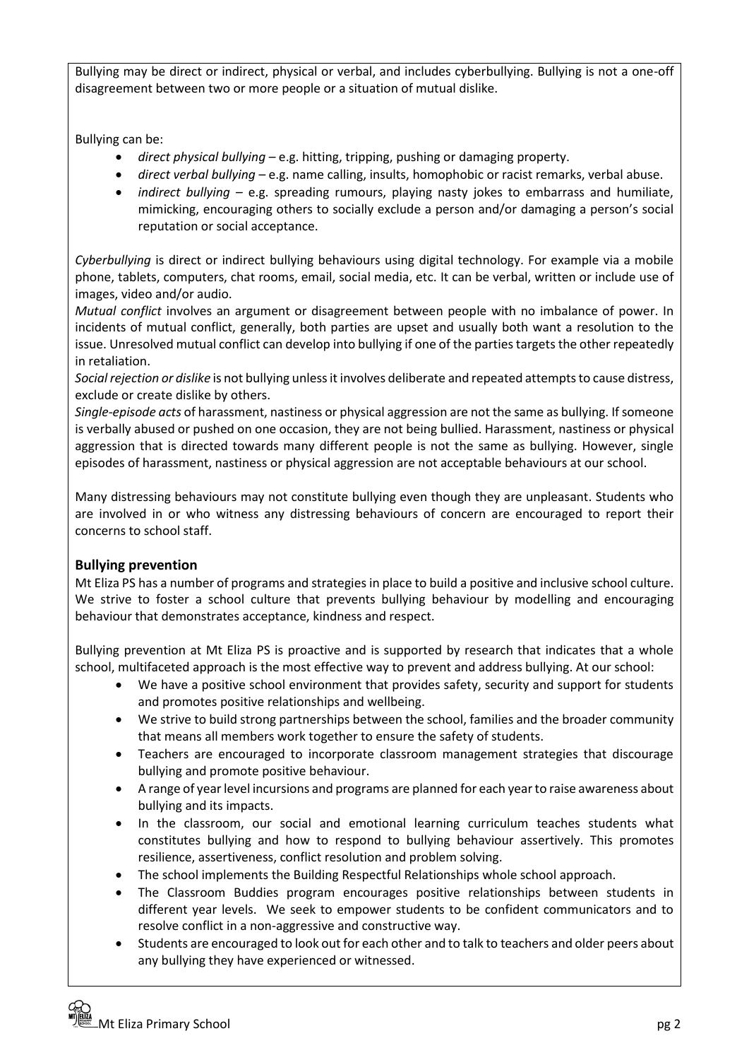Bullying may be direct or indirect, physical or verbal, and includes cyberbullying. Bullying is not a one-off disagreement between two or more people or a situation of mutual dislike.

Bullying can be:

- *direct physical bullying* – e.g. hitting, tripping, pushing or damaging property.
- *direct verbal bullying* – e.g. name calling, insults, homophobic or racist remarks, verbal abuse.
- *indirect bullying* – e.g. spreading rumours, playing nasty jokes to embarrass and humiliate, mimicking, encouraging others to socially exclude a person and/or damaging a person's social reputation or social acceptance.

*Cyberbullying* is direct or indirect bullying behaviours using digital technology. For example via a mobile phone, tablets, computers, chat rooms, email, social media, etc. It can be verbal, written or include use of images, video and/or audio.

*Mutual conflict* involves an argument or disagreement between people with no imbalance of power. In incidents of mutual conflict, generally, both parties are upset and usually both want a resolution to the issue. Unresolved mutual conflict can develop into bullying if one of the parties targets the other repeatedly in retaliation.

*Social rejection or dislike* is not bullying unless it involves deliberate and repeated attempts to cause distress, exclude or create dislike by others.

*Single-episode acts* of harassment, nastiness or physical aggression are not the same as bullying. If someone is verbally abused or pushed on one occasion, they are not being bullied. Harassment, nastiness or physical aggression that is directed towards many different people is not the same as bullying. However, single episodes of harassment, nastiness or physical aggression are not acceptable behaviours at our school.

Many distressing behaviours may not constitute bullying even though they are unpleasant. Students who are involved in or who witness any distressing behaviours of concern are encouraged to report their concerns to school staff.

## Bullying prevention

Mt Eliza PS has a number of programs and strategies in place to build a positive and inclusive school culture. We strive to foster a school culture that prevents bullying behaviour by modelling and encouraging behaviour that demonstrates acceptance, kindness and respect.

Bullying prevention at Mt Eliza PS is proactive and is supported by research that indicates that a whole school, multifaceted approach is the most effective way to prevent and address bullying. At our school:

- We have a positive school environment that provides safety, security and support for students and promotes positive relationships and wellbeing.
- We strive to build strong partnerships between the school, families and the broader community that means all members work together to ensure the safety of students.
- Teachers are encouraged to incorporate classroom management strategies that discourage bullying and promote positive behaviour.
- A range of year level incursions and programs are planned for each year to raise awareness about bullying and its impacts.
- In the classroom, our social and emotional learning curriculum teaches students what constitutes bullying and how to respond to bullying behaviour assertively. This promotes resilience, assertiveness, conflict resolution and problem solving.
- The school implements the Building Respectful Relationships whole school approach.
- The Classroom Buddies program encourages positive relationships between students in different year levels. We seek to empower students to be confident communicators and to resolve conflict in a non-aggressive and constructive way.
- Students are encouraged to look out for each other and to talk to teachers and older peers about any bullying they have experienced or witnessed.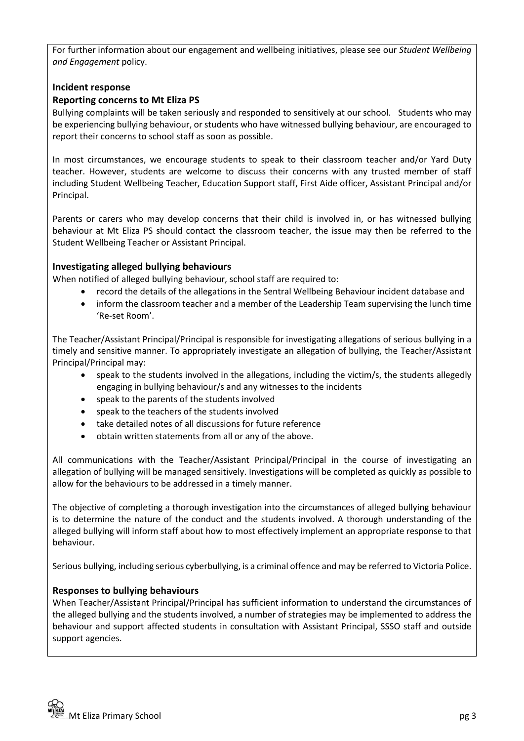For further information about our engagement and wellbeing initiatives, please see our *Student Wellbeing and Engagement* policy.

## Incident response

### Reporting concerns to Mt Eliza PS

Bullying complaints will be taken seriously and responded to sensitively at our school. Students who may be experiencing bullying behaviour, or students who have witnessed bullying behaviour, are encouraged to report their concerns to school staff as soon as possible.

In most circumstances, we encourage students to speak to their classroom teacher and/or Yard Duty teacher. However, students are welcome to discuss their concerns with any trusted member of staff including Student Wellbeing Teacher, Education Support staff, First Aide officer, Assistant Principal and/or Principal.

Parents or carers who may develop concerns that their child is involved in, or has witnessed bullying behaviour at Mt Eliza PS should contact the classroom teacher, the issue may then be referred to the Student Wellbeing Teacher or Assistant Principal.

### Investigating alleged bullying behaviours

When notified of alleged bullying behaviour, school staff are required to:

- record the details of the allegations in the Sentral Wellbeing Behaviour incident database and
- inform the classroom teacher and a member of the Leadership Team supervising the lunch time 'Re-set Room'.

The Teacher/Assistant Principal/Principal is responsible for investigating allegations of serious bullying in a timely and sensitive manner. To appropriately investigate an allegation of bullying, the Teacher/Assistant Principal/Principal may:

- speak to the students involved in the allegations, including the victim/s, the students allegedly engaging in bullying behaviour/s and any witnesses to the incidents
- speak to the parents of the students involved
- speak to the teachers of the students involved
- take detailed notes of all discussions for future reference
- obtain written statements from all or any of the above.

All communications with the Teacher/Assistant Principal/Principal in the course of investigating an allegation of bullying will be managed sensitively. Investigations will be completed as quickly as possible to allow for the behaviours to be addressed in a timely manner.

The objective of completing a thorough investigation into the circumstances of alleged bullying behaviour is to determine the nature of the conduct and the students involved. A thorough understanding of the alleged bullying will inform staff about how to most effectively implement an appropriate response to that behaviour.

Serious bullying, including serious cyberbullying, is a criminal offence and may be referred to Victoria Police.

### Responses to bullying behaviours

When Teacher/Assistant Principal/Principal has sufficient information to understand the circumstances of the alleged bullying and the students involved, a number of strategies may be implemented to address the behaviour and support affected students in consultation with Assistant Principal, SSSO staff and outside support agencies.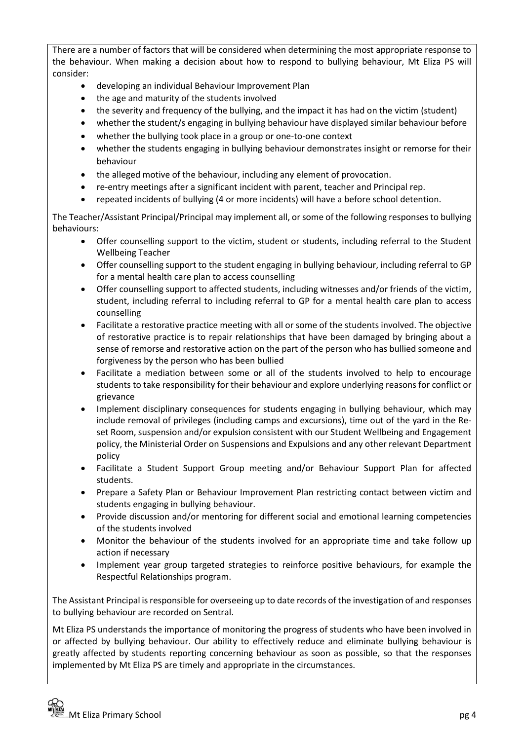There are a number of factors that will be considered when determining the most appropriate response to the behaviour. When making a decision about how to respond to bullying behaviour, Mt Eliza PS will consider:

- developing an individual Behaviour Improvement Plan
- the age and maturity of the students involved
- the severity and frequency of the bullying, and the impact it has had on the victim (student)
- whether the student/s engaging in bullying behaviour have displayed similar behaviour before
- whether the bullying took place in a group or one-to-one context
- whether the students engaging in bullying behaviour demonstrates insight or remorse for their behaviour
- the alleged motive of the behaviour, including any element of provocation.
- re-entry meetings after a significant incident with parent, teacher and Principal rep.
- repeated incidents of bullying (4 or more incidents) will have a before school detention.

The Teacher/Assistant Principal/Principal may implement all, or some of the following responses to bullying behaviours:

- Offer counselling support to the victim, student or students, including referral to the Student Wellbeing Teacher
- Offer counselling support to the student engaging in bullying behaviour, including referral to GP for a mental health care plan to access counselling
- Offer counselling support to affected students, including witnesses and/or friends of the victim, student, including referral to including referral to GP for a mental health care plan to access counselling
- Facilitate a restorative practice meeting with all or some of the students involved. The objective of restorative practice is to repair relationships that have been damaged by bringing about a sense of remorse and restorative action on the part of the person who has bullied someone and forgiveness by the person who has been bullied
- Facilitate a mediation between some or all of the students involved to help to encourage students to take responsibility for their behaviour and explore underlying reasons for conflict or grievance
- Implement disciplinary consequences for students engaging in bullying behaviour, which may include removal of privileges (including camps and excursions), time out of the yard in the Re-set Room, suspension and/or expulsion consistent with our Student Wellbeing and Engagement policy, the Ministerial Order on Suspensions and Expulsions and any other relevant Department policy
- Facilitate a Student Support Group meeting and/or Behaviour Support Plan for affected students.
- Prepare a Safety Plan or Behaviour Improvement Plan restricting contact between victim and students engaging in bullying behaviour.
- Provide discussion and/or mentoring for different social and emotional learning competencies of the students involved
- Monitor the behaviour of the students involved for an appropriate time and take follow up action if necessary
- Implement year group targeted strategies to reinforce positive behaviours, for example the Respectful Relationships program.

The Assistant Principal is responsible for overseeing up to date records of the investigation of and responses to bullying behaviour are recorded on Sentral.

Mt Eliza PS understands the importance of monitoring the progress of students who have been involved in or affected by bullying behaviour. Our ability to effectively reduce and eliminate bullying behaviour is greatly affected by students reporting concerning behaviour as soon as possible, so that the responses implemented by Mt Eliza PS are timely and appropriate in the circumstances.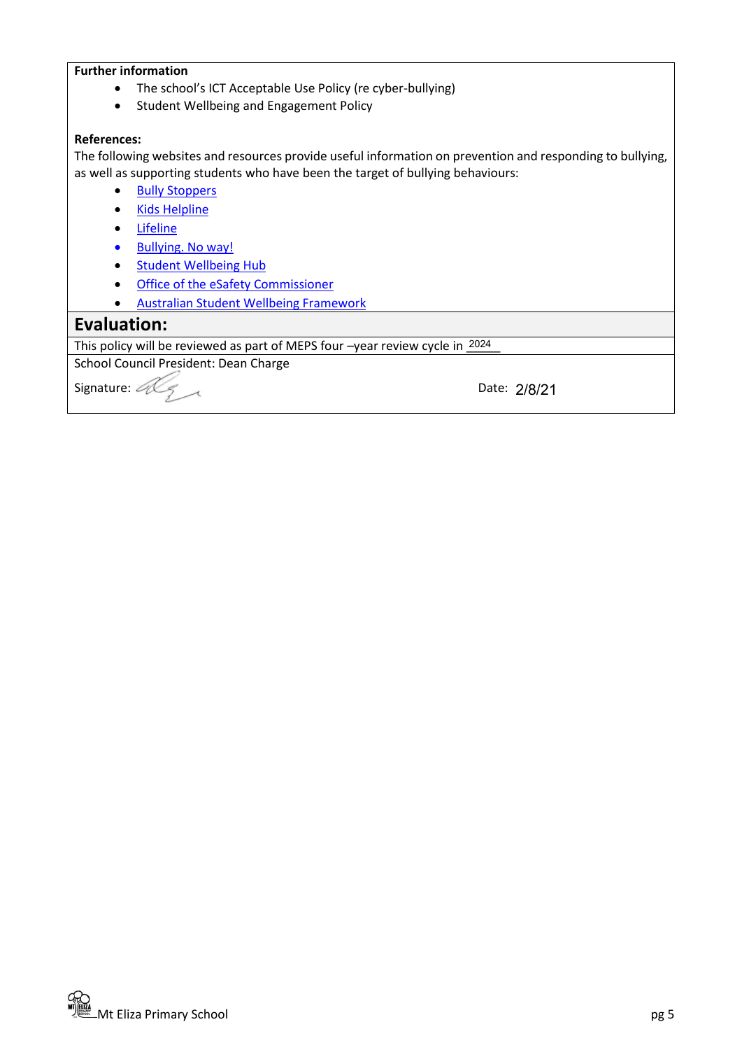**Further information**

- The school's ICT Acceptable Use Policy (re cyber-bullying)
- Student Wellbeing and Engagement Policy

**References:**

The following websites and resources provide useful information on prevention and responding to bullying, as well as supporting students who have been the target of bullying behaviours:

- Bully Stoppers
- Kids Helpline
- Lifeline
- Bullying. No way!
- Student Wellbeing Hub
- Office of the eSafety Commissioner
- Australian Student Wellbeing Framework

## Evaluation:

This policy will be reviewed as part of MEPS four –year review cycle in 2024

School Council President: Dean Charge

Signature:

Date: 2/8/21